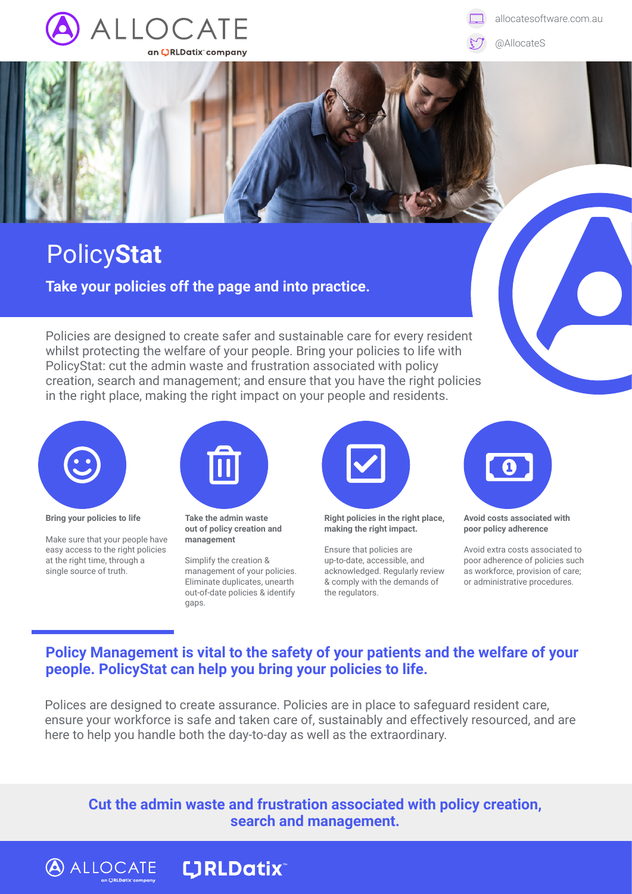ALLOCATE
an RLDatix company

allocatesoftware.com.au
@AllocateS

# Policy**Stat**

**Take your policies off the page and into practice.**

Policies are designed to create safer and sustainable care for every resident whilst protecting the welfare of your people. Bring your policies to life with PolicyStat: cut the admin waste and frustration associated with policy creation, search and management; and ensure that you have the right policies in the right place, making the right impact on your people and residents.

**Bring your policies to life**

Make sure that your people have easy access to the right policies at the right time, through a single source of truth.

**Take the admin waste out of policy creation and management**

Simplify the creation & management of your policies. Eliminate duplicates, unearth out-of-date policies & identify gaps.

**Right policies in the right place, making the right impact.**

Ensure that policies are up-to-date, accessible, and acknowledged. Regularly review & comply with the demands of the regulators.

**Avoid costs associated with poor policy adherence**

Avoid extra costs associated to poor adherence of policies such as workforce, provision of care; or administrative procedures.

## Policy Management is vital to the safety of your patients and the welfare of your people. PolicyStat can help you bring your policies to life.

Polices are designed to create assurance. Policies are in place to safeguard resident care, ensure your workforce is safe and taken care of, sustainably and effectively resourced, and are here to help you handle both the day-to-day as well as the extraordinary.

**Cut the admin waste and frustration associated with policy creation, search and management.**

ALLOCATE an RLDatix company RLDatix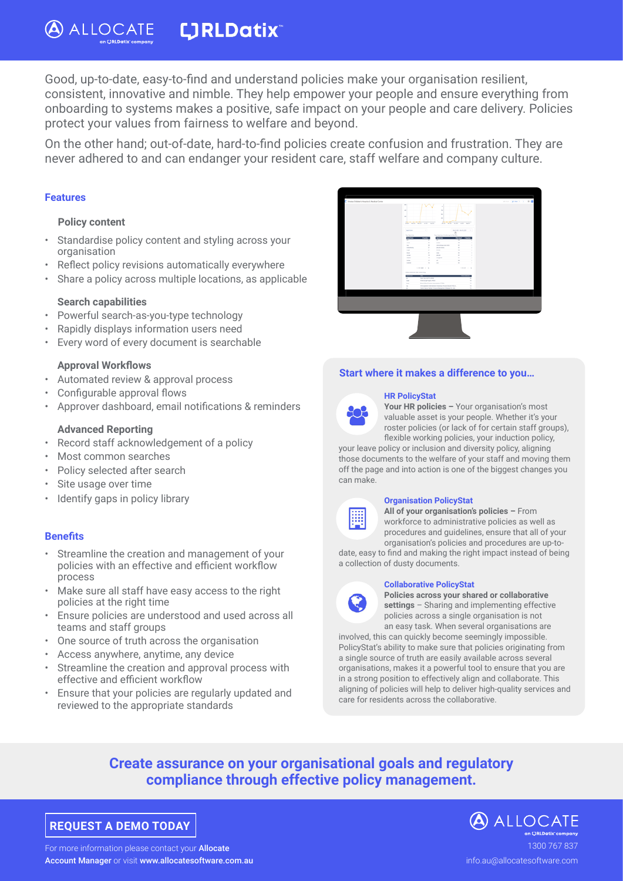Good, up-to-date, easy-to-find and understand policies make your organisation resilient, consistent, innovative and nimble. They help empower your people and ensure everything from onboarding to systems makes a positive, safe impact on your people and care delivery. Policies protect your values from fairness to welfare and beyond.

On the other hand; out-of-date, hard-to-find policies create confusion and frustration. They are never adhered to and can endanger your resident care, staff welfare and company culture.

## Features

### Policy content

- Standardise policy content and styling across your organisation
- Reflect policy revisions automatically everywhere
- Share a policy across multiple locations, as applicable

### Search capabilities

- Powerful search-as-you-type technology
- Rapidly displays information users need
- Every word of every document is searchable

### Approval Workflows

- Automated review & approval process
- Configurable approval flows
- Approver dashboard, email notifications & reminders

### Advanced Reporting

- Record staff acknowledgement of a policy
- Most common searches
- Policy selected after search
- Site usage over time
- Identify gaps in policy library

## Benefits

- Streamline the creation and management of your policies with an effective and efficient workflow process
- Make sure all staff have easy access to the right policies at the right time
- Ensure policies are understood and used across all teams and staff groups
- One source of truth across the organisation
- Access anywhere, anytime, any device
- Streamline the creation and approval process with effective and efficient workflow
- Ensure that your policies are regularly updated and reviewed to the appropriate standards

## Start where it makes a difference to you…

### HR PolicyStat

**Your HR policies –** Your organisation's most valuable asset is your people. Whether it's your roster policies (or lack of for certain staff groups), flexible working policies, your induction policy, your leave policy or inclusion and diversity policy, aligning those documents to the welfare of your staff and moving them off the page and into action is one of the biggest changes you can make.

### Organisation PolicyStat

**All of your organisation's policies –** From workforce to administrative policies as well as procedures and guidelines, ensure that all of your organisation's policies and procedures are up-to-date, easy to find and making the right impact instead of being a collection of dusty documents.

### Collaborative PolicyStat

**Policies across your shared or collaborative settings** – Sharing and implementing effective policies across a single organisation is not an easy task. When several organisations are involved, this can quickly become seemingly impossible. PolicyStat's ability to make sure that policies originating from a single source of truth are easily available across several organisations, makes it a powerful tool to ensure that you are in a strong position to effectively align and collaborate. This aligning of policies will help to deliver high-quality services and care for residents across the collaborative.

## Create assurance on your organisational goals and regulatory compliance through effective policy management.

**REQUEST A DEMO TODAY**

For more information please contact your **Allocate Account Manager** or visit **www.allocatesoftware.com.au**

ALLOCATE
an RLDatix company
1300 767 837
info.au@allocatesoftware.com